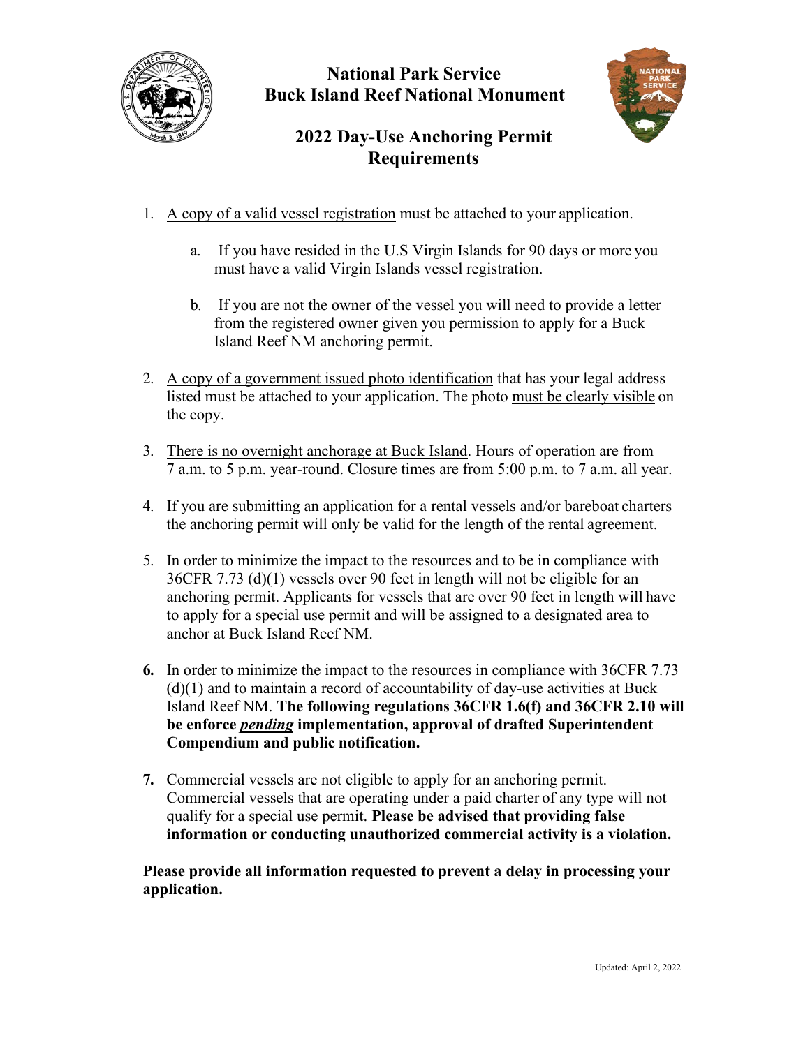# National Park Service
# Buck Island Reef National Monument

## 2022 Day-Use Anchoring Permit Requirements

1. <u>A copy of a valid vessel registration</u> must be attached to your application.

   a. If you have resided in the U.S Virgin Islands for 90 days or more you must have a valid Virgin Islands vessel registration.

   b. If you are not the owner of the vessel you will need to provide a letter from the registered owner given you permission to apply for a Buck Island Reef NM anchoring permit.

2. <u>A copy of a government issued photo identification</u> that has your legal address listed must be attached to your application. The photo <u>must be clearly visible</u> on the copy.

3. <u>There is no overnight anchorage at Buck Island</u>. Hours of operation are from 7 a.m. to 5 p.m. year-round. Closure times are from 5:00 p.m. to 7 a.m. all year.

4. If you are submitting an application for a rental vessels and/or bareboat charters the anchoring permit will only be valid for the length of the rental agreement.

5. In order to minimize the impact to the resources and to be in compliance with 36CFR 7.73 (d)(1) vessels over 90 feet in length will not be eligible for an anchoring permit. Applicants for vessels that are over 90 feet in length will have to apply for a special use permit and will be assigned to a designated area to anchor at Buck Island Reef NM.

6. In order to minimize the impact to the resources in compliance with 36CFR 7.73 (d)(1) and to maintain a record of accountability of day-use activities at Buck Island Reef NM. **The following regulations 36CFR 1.6(f) and 36CFR 2.10 will be enforce *<u>pending</u>* implementation, approval of drafted Superintendent Compendium and public notification.**

7. Commercial vessels are <u>not</u> eligible to apply for an anchoring permit. Commercial vessels that are operating under a paid charter of any type will not qualify for a special use permit. **Please be advised that providing false information or conducting unauthorized commercial activity is a violation.**

**Please provide all information requested to prevent a delay in processing your application.**

Updated: April 2, 2022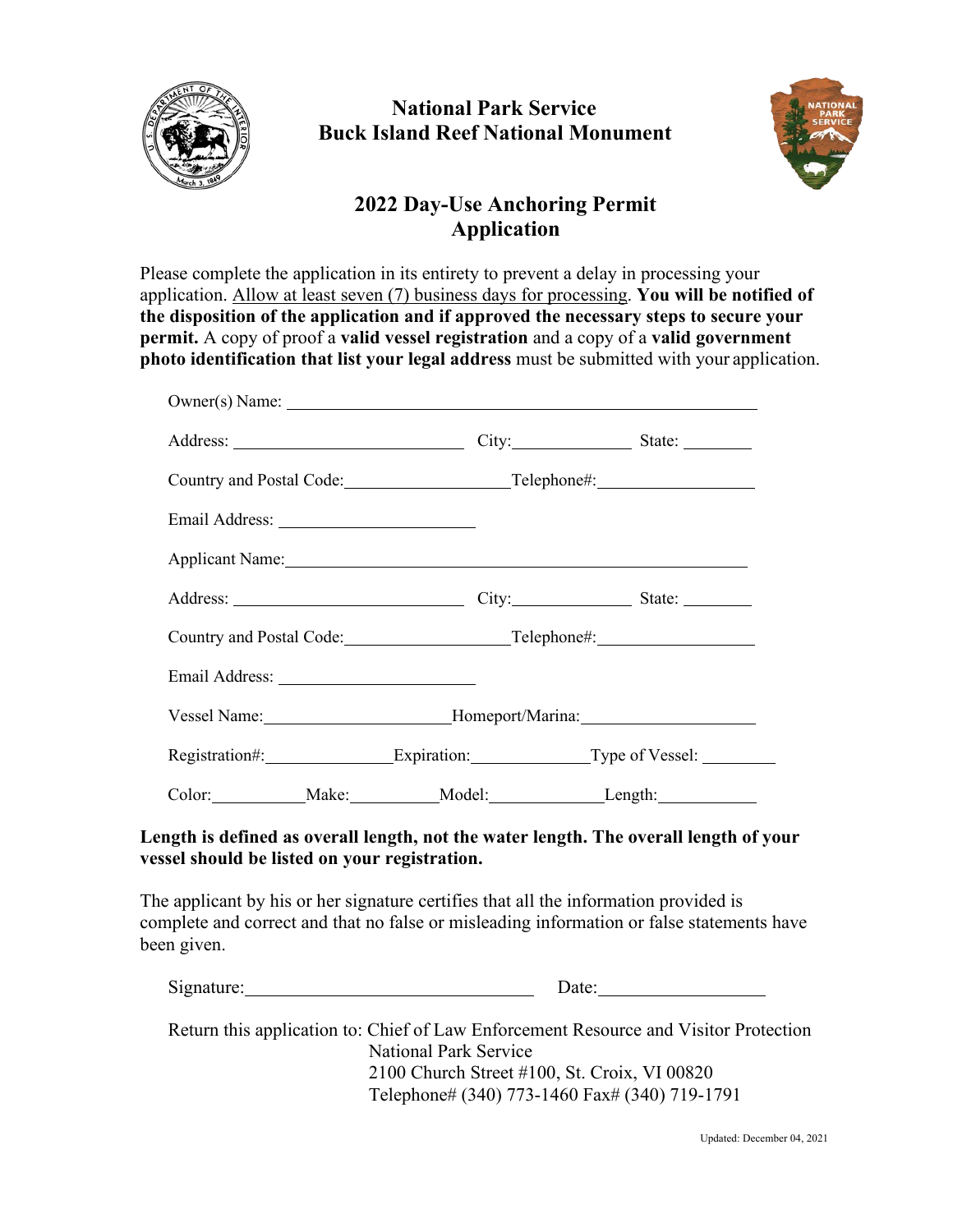## National Park Service
## Buck Island Reef National Monument

# 2022 Day-Use Anchoring Permit Application

Please complete the application in its entirety to prevent a delay in processing your application. Allow at least seven (7) business days for processing. **You will be notified of the disposition of the application and if approved the necessary steps to secure your permit.** A copy of proof a **valid vessel registration** and a copy of a **valid government photo identification that list your legal address** must be submitted with your application.

Owner(s) Name: ______________________________

Address: ______________ City: __________ State: ______

Country and Postal Code: __________ Telephone#: __________

Email Address: ______________

Applicant Name: ______________________________

Address: ______________ City: __________ State: ______

Country and Postal Code: __________ Telephone#: __________

Email Address: ______________

Vessel Name: ______________ Homeport/Marina: ______________

Registration#: __________ Expiration: __________ Type of Vessel: ______

Color: ______ Make: ______ Model: ______ Length: ______

**Length is defined as overall length, not the water length. The overall length of your vessel should be listed on your registration.**

The applicant by his or her signature certifies that all the information provided is complete and correct and that no false or misleading information or false statements have been given.

Signature: ______________________ Date: ______________

Return this application to: Chief of Law Enforcement Resource and Visitor Protection
National Park Service
2100 Church Street #100, St. Croix, VI 00820
Telephone# (340) 773-1460 Fax# (340) 719-1791

Updated: December 04, 2021